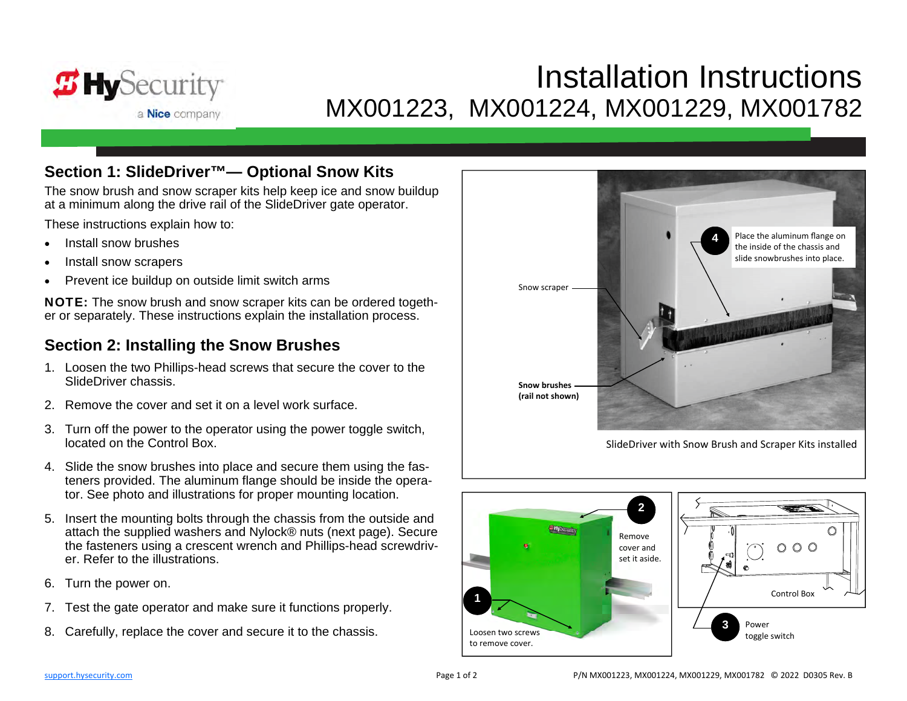# Installation Instructions

## MX001223, MX001224, MX001229, MX001782

## Section 1: SlideDriver™— Optional Snow Kits

The snow brush and snow scraper kits help keep ice and snow buildup at a minimum along the drive rail of the SlideDriver gate operator.

These instructions explain how to:

- Install snow brushes
- Install snow scrapers
- Prevent ice buildup on outside limit switch arms

**NOTE:** The snow brush and snow scraper kits can be ordered together or separately. These instructions explain the installation process.

## Section 2: Installing the Snow Brushes

1. Loosen the two Phillips-head screws that secure the cover to the SlideDriver chassis.
2. Remove the cover and set it on a level work surface.
3. Turn off the power to the operator using the power toggle switch, located on the Control Box.
4. Slide the snow brushes into place and secure them using the fasteners provided. The aluminum flange should be inside the operator. See photo and illustrations for proper mounting location.
5. Insert the mounting bolts through the chassis from the outside and attach the supplied washers and Nylock® nuts (next page). Secure the fasteners using a crescent wrench and Phillips-head screwdriver. Refer to the illustrations.
6. Turn the power on.
7. Test the gate operator and make sure it functions properly.
8. Carefully, replace the cover and secure it to the chassis.

Snow scraper

Snow brushes (rail not shown)

4 Place the aluminum flange on the inside of the chassis and slide snowbrushes into place.

SlideDriver with Snow Brush and Scraper Kits installed

1 Loosen two screws to remove cover.

2 Remove cover and set it aside.

Control Box

3 Power toggle switch

support.hysecurity.com

P/N MX001223, MX001224, MX001229, MX001782 © 2022 D0305 Rev. B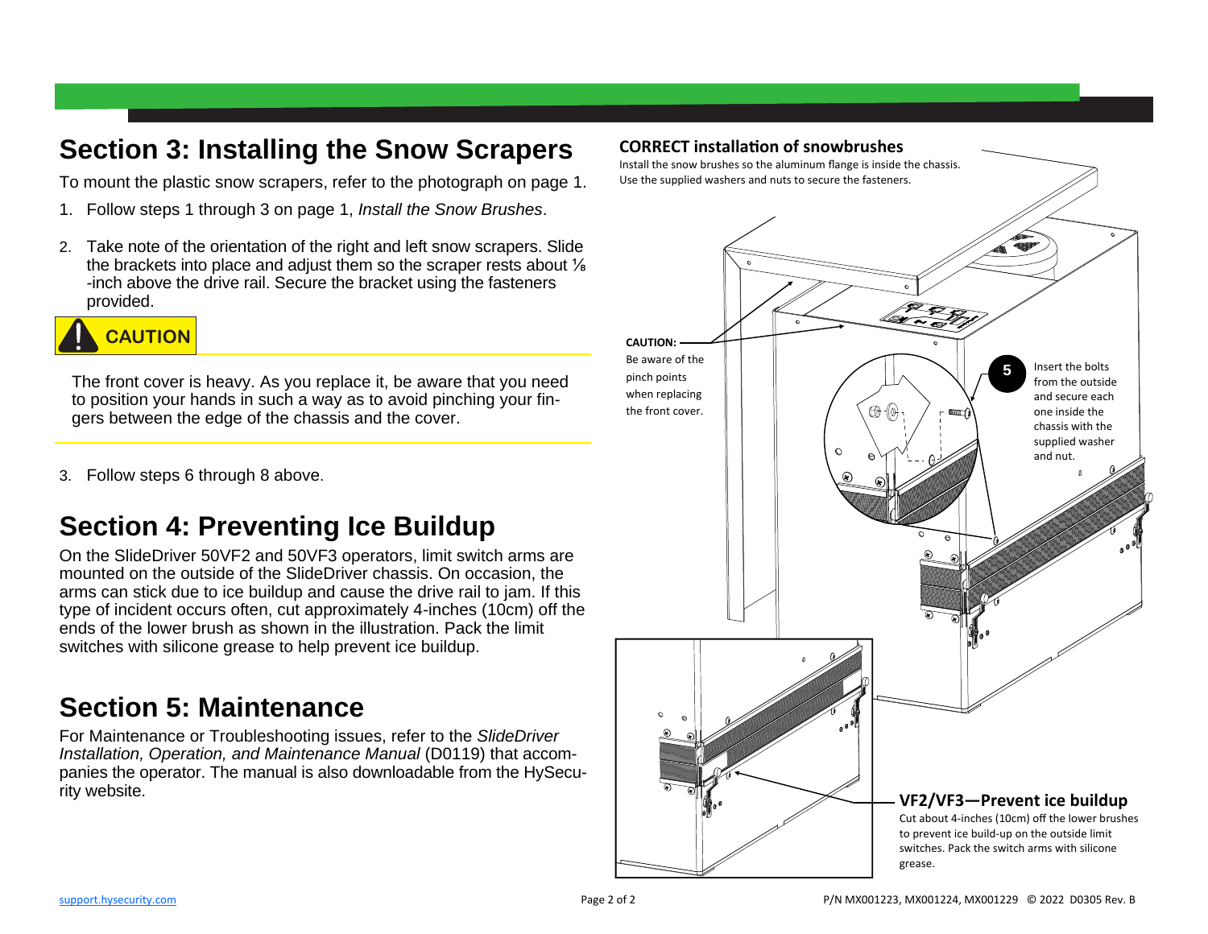## Section 3: Installing the Snow Scrapers

To mount the plastic snow scrapers, refer to the photograph on page 1.

1. Follow steps 1 through 3 on page 1, *Install the Snow Brushes*.
2. Take note of the orientation of the right and left snow scrapers. Slide the brackets into place and adjust them so the scraper rests about ⅛ -inch above the drive rail. Secure the bracket using the fasteners provided.

**CAUTION**

The front cover is heavy. As you replace it, be aware that you need to position your hands in such a way as to avoid pinching your fingers between the edge of the chassis and the cover.

3. Follow steps 6 through 8 above.

## Section 4: Preventing Ice Buildup

On the SlideDriver 50VF2 and 50VF3 operators, limit switch arms are mounted on the outside of the SlideDriver chassis. On occasion, the arms can stick due to ice buildup and cause the drive rail to jam. If this type of incident occurs often, cut approximately 4-inches (10cm) off the ends of the lower brush as shown in the illustration. Pack the limit switches with silicone grease to help prevent ice buildup.

## Section 5: Maintenance

For Maintenance or Troubleshooting issues, refer to the *SlideDriver Installation, Operation, and Maintenance Manual* (D0119) that accompanies the operator. The manual is also downloadable from the HySecurity website.

**CORRECT installation of snowbrushes**

Install the snow brushes so the aluminum flange is inside the chassis. Use the supplied washers and nuts to secure the fasteners.

**CAUTION:** Be aware of the pinch points when replacing the front cover.

5 Insert the bolts from the outside and secure each one inside the chassis with the supplied washer and nut.

**VF2/VF3—Prevent ice buildup**

Cut about 4-inches (10cm) off the lower brushes to prevent ice build-up on the outside limit switches. Pack the switch arms with silicone grease.

support.hysecurity.com

P/N MX001223, MX001224, MX001229 © 2022 D0305 Rev. B